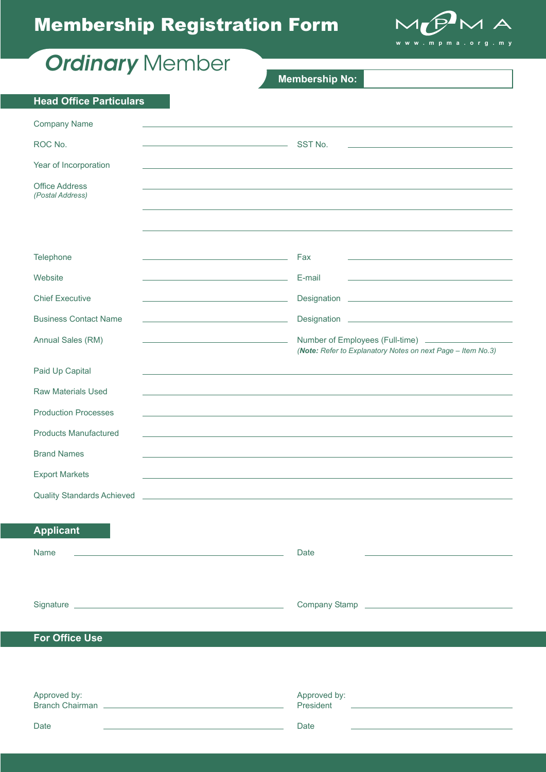# Membership Registration Form

MPMA
www.mpma.org.my

## *Ordinary* Member

**Membership No:** ____________________

## Head Office Particulars

Company Name ____________________

ROC No. ____________________ SST No. ____________________

Year of Incorporation ____________________

Office Address
*(Postal Address)* ____________________

____________________

____________________

Telephone ____________________ Fax ____________________

Website ____________________ E-mail ____________________

Chief Executive ____________________ Designation ____________________

Business Contact Name ____________________ Designation ____________________

Annual Sales (RM) ____________________ Number of Employees (Full-time) ____________________
*(**Note:** Refer to Explanatory Notes on next Page – Item No.3)*

Paid Up Capital ____________________

Raw Materials Used ____________________

Production Processes ____________________

Products Manufactured ____________________

Brand Names ____________________

Export Markets ____________________

Quality Standards Achieved ____________________

## Applicant

Name ____________________ Date ____________________

Signature ____________________ Company Stamp ____________________

## For Office Use

Approved by:
Branch Chairman ____________________

Date ____________________

Approved by:
President ____________________

Date ____________________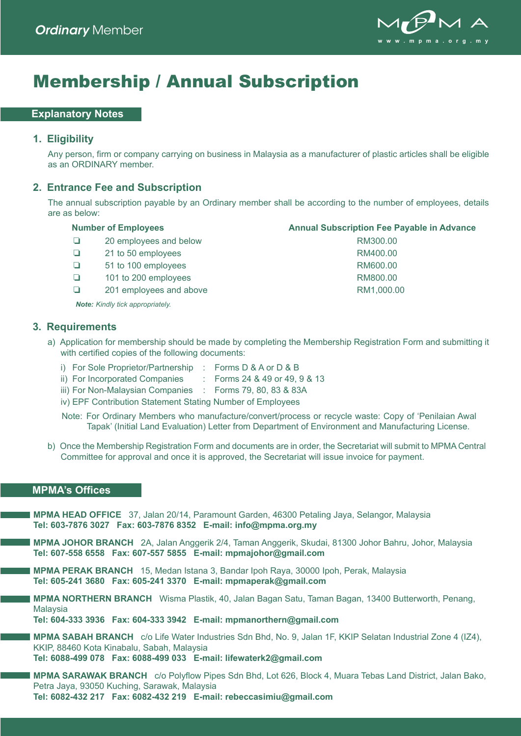Ordinary Member

# Membership / Annual Subscription

## Explanatory Notes

### 1. Eligibility

Any person, firm or company carrying on business in Malaysia as a manufacturer of plastic articles shall be eligible as an ORDINARY member.

### 2. Entrance Fee and Subscription

The annual subscription payable by an Ordinary member shall be according to the number of employees, details are as below:

| | Number of Employees | Annual Subscription Fee Payable in Advance |
|---|---|---|
| ❑ | 20 employees and below | RM300.00 |
| ❑ | 21 to 50 employees | RM400.00 |
| ❑ | 51 to 100 employees | RM600.00 |
| ❑ | 101 to 200 employees | RM800.00 |
| ❑ | 201 employees and above | RM1,000.00 |

***Note:*** *Kindly tick appropriately.*

### 3. Requirements

a) Application for membership should be made by completing the Membership Registration Form and submitting it with certified copies of the following documents:

i) For Sole Proprietor/Partnership : Forms D & A or D & B
ii) For Incorporated Companies : Forms 24 & 49 or 49, 9 & 13
iii) For Non-Malaysian Companies : Forms 79, 80, 83 & 83A
iv) EPF Contribution Statement Stating Number of Employees

Note: For Ordinary Members who manufacture/convert/process or recycle waste: Copy of 'Penilaian Awal Tapak' (Initial Land Evaluation) Letter from Department of Environment and Manufacturing License.

b) Once the Membership Registration Form and documents are in order, the Secretariat will submit to MPMA Central Committee for approval and once it is approved, the Secretariat will issue invoice for payment.

## MPMA's Offices

**MPMA HEAD OFFICE** 37, Jalan 20/14, Paramount Garden, 46300 Petaling Jaya, Selangor, Malaysia
**Tel: 603-7876 3027 Fax: 603-7876 8352 E-mail: info@mpma.org.my**

**MPMA JOHOR BRANCH** 2A, Jalan Anggerik 2/4, Taman Anggerik, Skudai, 81300 Johor Bahru, Johor, Malaysia
**Tel: 607-558 6558 Fax: 607-557 5855 E-mail: mpmajohor@gmail.com**

**MPMA PERAK BRANCH** 15, Medan Istana 3, Bandar Ipoh Raya, 30000 Ipoh, Perak, Malaysia
**Tel: 605-241 3680 Fax: 605-241 3370 E-mail: mpmaperak@gmail.com**

**MPMA NORTHERN BRANCH** Wisma Plastik, 40, Jalan Bagan Satu, Taman Bagan, 13400 Butterworth, Penang, Malaysia
**Tel: 604-333 3936 Fax: 604-333 3942 E-mail: mpmanorthern@gmail.com**

**MPMA SABAH BRANCH** c/o Life Water Industries Sdn Bhd, No. 9, Jalan 1F, KKIP Selatan Industrial Zone 4 (IZ4), KKIP, 88460 Kota Kinabalu, Sabah, Malaysia
**Tel: 6088-499 078 Fax: 6088-499 033 E-mail: lifewaterk2@gmail.com**

**MPMA SARAWAK BRANCH** c/o Polyflow Pipes Sdn Bhd, Lot 626, Block 4, Muara Tebas Land District, Jalan Bako, Petra Jaya, 93050 Kuching, Sarawak, Malaysia
**Tel: 6082-432 217 Fax: 6082-432 219 E-mail: rebeccasimiu@gmail.com**